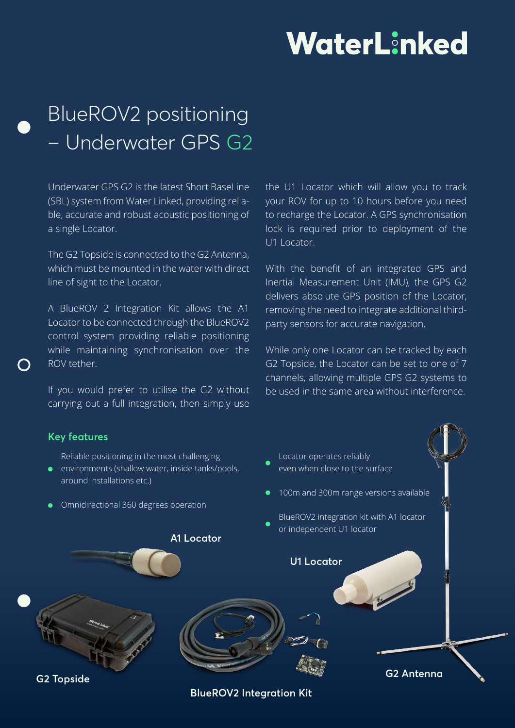# WaterLinked

# BlueROV2 positioning – Underwater GPS G2

Underwater GPS G2 is the latest Short BaseLine (SBL) system from Water Linked, providing reliable, accurate and robust acoustic positioning of a single Locator.

The G2 Topside is connected to the G2 Antenna, which must be mounted in the water with direct line of sight to the Locator.

A BlueROV 2 Integration Kit allows the A1 Locator to be connected through the BlueROV2 control system providing reliable positioning while maintaining synchronisation over the ROV tether.

If you would prefer to utilise the G2 without carrying out a full integration, then simply use the U1 Locator which will allow you to track your ROV for up to 10 hours before you need to recharge the Locator. A GPS synchronisation lock is required prior to deployment of the U1 Locator.

With the benefit of an integrated GPS and Inertial Measurement Unit (IMU), the GPS G2 delivers absolute GPS position of the Locator, removing the need to integrate additional third-party sensors for accurate navigation.

While only one Locator can be tracked by each G2 Topside, the Locator can be set to one of 7 channels, allowing multiple GPS G2 systems to be used in the same area without interference.

## Key features

- Reliable positioning in the most challenging environments (shallow water, inside tanks/pools, around installations etc.)
- Omnidirectional 360 degrees operation
- Locator operates reliably even when close to the surface
- 100m and 300m range versions available
- BlueROV2 integration kit with A1 locator or independent U1 locator

A1 Locator

U1 Locator

G2 Topside

BlueROV2 Integration Kit

G2 Antenna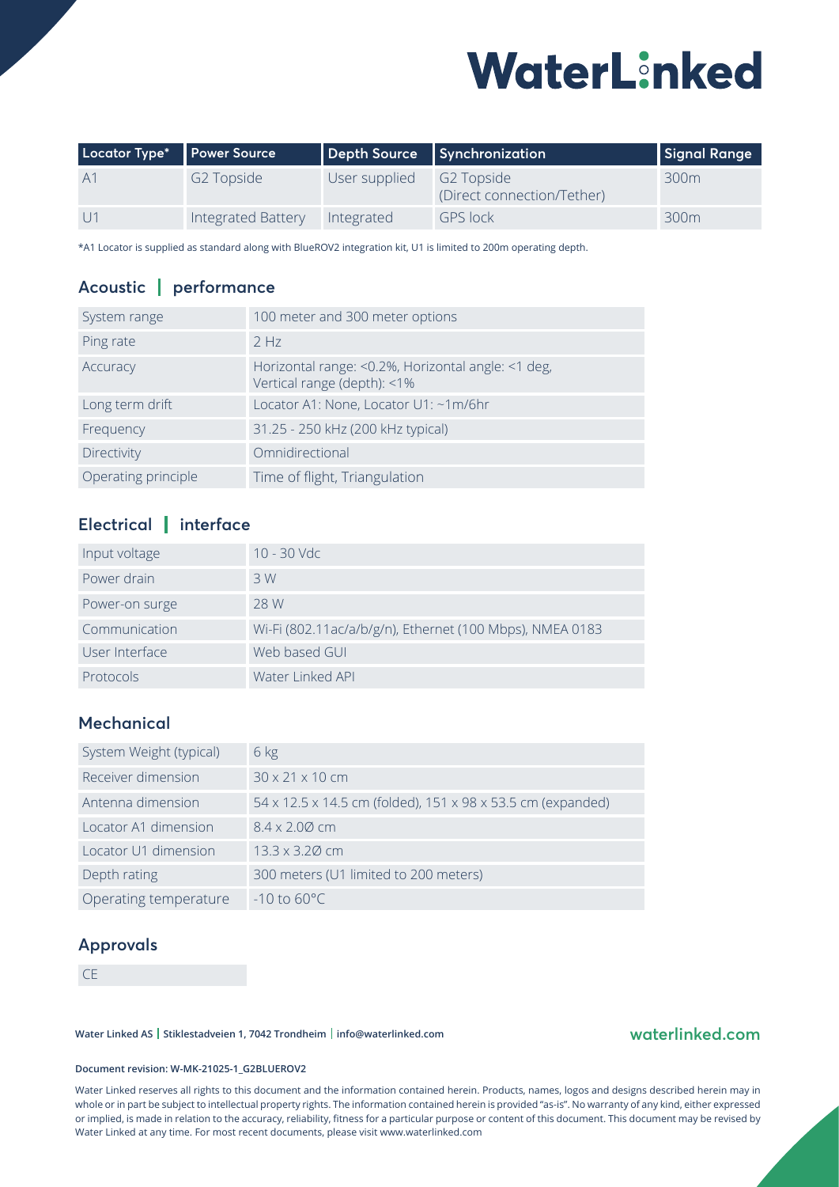| Locator Type* | Power Source | Depth Source | Synchronization | Signal Range |
|---|---|---|---|---|
| A1 | G2 Topside | User supplied | G2 Topside (Direct connection/Tether) | 300m |
| U1 | Integrated Battery | Integrated | GPS lock | 300m |

*A1 Locator is supplied as standard along with BlueROV2 integration kit, U1 is limited to 200m operating depth.

## Acoustic | performance

| | |
|---|---|
| System range | 100 meter and 300 meter options |
| Ping rate | 2 Hz |
| Accuracy | Horizontal range: <0.2%, Horizontal angle: <1 deg, Vertical range (depth): <1% |
| Long term drift | Locator A1: None, Locator U1: ~1m/6hr |
| Frequency | 31.25 - 250 kHz (200 kHz typical) |
| Directivity | Omnidirectional |
| Operating principle | Time of flight, Triangulation |

## Electrical | interface

| | |
|---|---|
| Input voltage | 10 - 30 Vdc |
| Power drain | 3 W |
| Power-on surge | 28 W |
| Communication | Wi-Fi (802.11ac/a/b/g/n), Ethernet (100 Mbps), NMEA 0183 |
| User Interface | Web based GUI |
| Protocols | Water Linked API |

## Mechanical

| | |
|---|---|
| System Weight (typical) | 6 kg |
| Receiver dimension | 30 x 21 x 10 cm |
| Antenna dimension | 54 x 12.5 x 14.5 cm (folded), 151 x 98 x 53.5 cm (expanded) |
| Locator A1 dimension | 8.4 x 2.0Ø cm |
| Locator U1 dimension | 13.3 x 3.2Ø cm |
| Depth rating | 300 meters (U1 limited to 200 meters) |
| Operating temperature | -10 to 60°C |

## Approvals

| |
|---|
| CE |

**Water Linked AS | Stiklestadveien 1, 7042 Trondheim | info@waterlinked.com** **waterlinked.com**

**Document revision: W-MK-21025-1_G2BLUEROV2**

Water Linked reserves all rights to this document and the information contained herein. Products, names, logos and designs described herein may in whole or in part be subject to intellectual property rights. The information contained herein is provided "as-is". No warranty of any kind, either expressed or implied, is made in relation to the accuracy, reliability, fitness for a particular purpose or content of this document. This document may be revised by Water Linked at any time. For most recent documents, please visit www.waterlinked.com